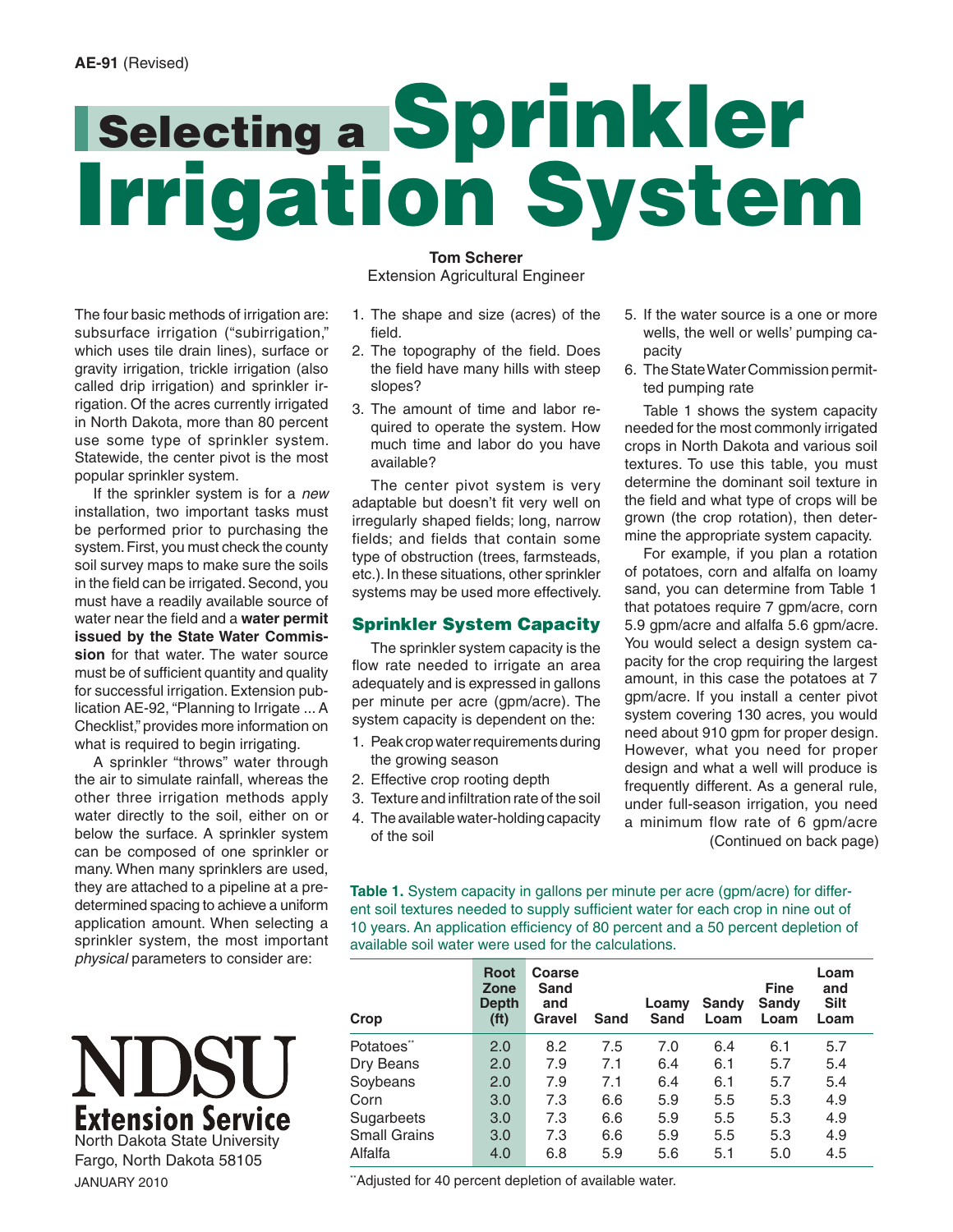AE-91 (Revised)

# Selecting a Sprinkler Irrigation System

**Tom Scherer**
Extension Agricultural Engineer

The four basic methods of irrigation are: subsurface irrigation ("subirrigation," which uses tile drain lines), surface or gravity irrigation, trickle irrigation (also called drip irrigation) and sprinkler irrigation. Of the acres currently irrigated in North Dakota, more than 80 percent use some type of sprinkler system. Statewide, the center pivot is the most popular sprinkler system.

If the sprinkler system is for a *new* installation, two important tasks must be performed prior to purchasing the system. First, you must check the county soil survey maps to make sure the soils in the field can be irrigated. Second, you must have a readily available source of water near the field and a **water permit issued by the State Water Commission** for that water. The water source must be of sufficient quantity and quality for successful irrigation. Extension publication AE-92, "Planning to Irrigate ... A Checklist," provides more information on what is required to begin irrigating.

A sprinkler "throws" water through the air to simulate rainfall, whereas the other three irrigation methods apply water directly to the soil, either on or below the surface. A sprinkler system can be composed of one sprinkler or many. When many sprinklers are used, they are attached to a pipeline at a predetermined spacing to achieve a uniform application amount. When selecting a sprinkler system, the most important *physical* parameters to consider are:

1. The shape and size (acres) of the field.
2. The topography of the field. Does the field have many hills with steep slopes?
3. The amount of time and labor required to operate the system. How much time and labor do you have available?

The center pivot system is very adaptable but doesn't fit very well on irregularly shaped fields; long, narrow fields; and fields that contain some type of obstruction (trees, farmsteads, etc.). In these situations, other sprinkler systems may be used more effectively.

## Sprinkler System Capacity

The sprinkler system capacity is the flow rate needed to irrigate an area adequately and is expressed in gallons per minute per acre (gpm/acre). The system capacity is dependent on the:

1. Peak crop water requirements during the growing season
2. Effective crop rooting depth
3. Texture and infiltration rate of the soil
4. The available water-holding capacity of the soil
5. If the water source is a one or more wells, the well or wells' pumping capacity
6. The State Water Commission permitted pumping rate

Table 1 shows the system capacity needed for the most commonly irrigated crops in North Dakota and various soil textures. To use this table, you must determine the dominant soil texture in the field and what type of crops will be grown (the crop rotation), then determine the appropriate system capacity.

For example, if you plan a rotation of potatoes, corn and alfalfa on loamy sand, you can determine from Table 1 that potatoes require 7 gpm/acre, corn 5.9 gpm/acre and alfalfa 5.6 gpm/acre. You would select a design system capacity for the crop requiring the largest amount, in this case the potatoes at 7 gpm/acre. If you install a center pivot system covering 130 acres, you would need about 910 gpm for proper design. However, what you need for proper design and what a well will produce is frequently different. As a general rule, under full-season irrigation, you need a minimum flow rate of 6 gpm/acre

(Continued on back page)

**Table 1.** System capacity in gallons per minute per acre (gpm/acre) for different soil textures needed to supply sufficient water for each crop in nine out of 10 years. An application efficiency of 80 percent and a 50 percent depletion of available soil water were used for the calculations.

| Crop | Root Zone Depth (ft) | Coarse Sand and Gravel | Sand | Loamy Sand | Sandy Loam | Fine Sandy Loam | Loam and Silt Loam |
|---|---|---|---|---|---|---|---|
| Potatoes** | 2.0 | 8.2 | 7.5 | 7.0 | 6.4 | 6.1 | 5.7 |
| Dry Beans | 2.0 | 7.9 | 7.1 | 6.4 | 6.1 | 5.7 | 5.4 |
| Soybeans | 2.0 | 7.9 | 7.1 | 6.4 | 6.1 | 5.7 | 5.4 |
| Corn | 3.0 | 7.3 | 6.6 | 5.9 | 5.5 | 5.3 | 4.9 |
| Sugarbeets | 3.0 | 7.3 | 6.6 | 5.9 | 5.5 | 5.3 | 4.9 |
| Small Grains | 3.0 | 7.3 | 6.6 | 5.9 | 5.5 | 5.3 | 4.9 |
| Alfalfa | 4.0 | 6.8 | 5.9 | 5.6 | 5.1 | 5.0 | 4.5 |

**Adjusted for 40 percent depletion of available water.

NDSU Extension Service
North Dakota State University
Fargo, North Dakota 58105
JANUARY 2010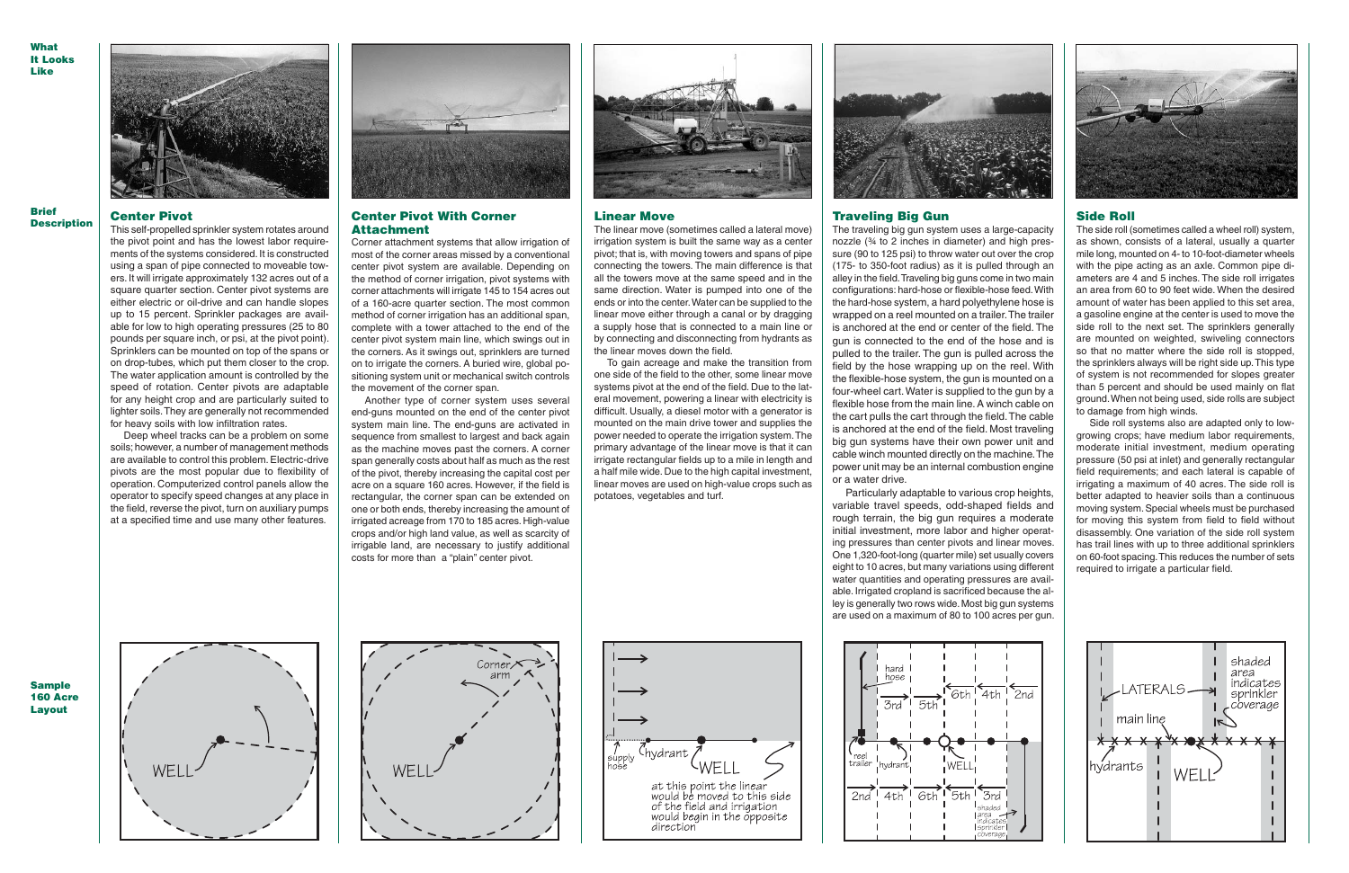**What It Looks Like**

**Brief Description**

## Center Pivot

This self-propelled sprinkler system rotates around the pivot point and has the lowest labor requirements of the systems considered. It is constructed using a span of pipe connected to moveable towers. It will irrigate approximately 132 acres out of a square quarter section. Center pivot systems are either electric or oil-drive and can handle slopes up to 15 percent. Sprinkler packages are available for low to high operating pressures (25 to 80 pounds per square inch, or psi, at the pivot point). Sprinklers can be mounted on top of the spans or on drop-tubes, which put them closer to the crop. The water application amount is controlled by the speed of rotation. Center pivots are adaptable for any height crop and are particularly suited to lighter soils. They are generally not recommended for heavy soils with low infiltration rates.

Deep wheel tracks can be a problem on some soils; however, a number of management methods are available to control this problem. Electric-drive pivots are the most popular due to flexibility of operation. Computerized control panels allow the operator to specify speed changes at any place in the field, reverse the pivot, turn on auxiliary pumps at a specified time and use many other features.

## Center Pivot With Corner Attachment

Corner attachment systems that allow irrigation of most of the corner areas missed by a conventional center pivot system are available. Depending on the method of corner irrigation, pivot systems with corner attachments will irrigate 145 to 154 acres out of a 160-acre quarter section. The most common method of corner irrigation has an additional span, complete with a tower attached to the end of the center pivot system main line, which swings out in the corners. As it swings out, sprinklers are turned on to irrigate the corners. A buried wire, global positioning system unit or mechanical switch controls the movement of the corner span.

Another type of corner system uses several end-guns mounted on the end of the center pivot system main line. The end-guns are activated in sequence from smallest to largest and back again as the machine moves past the corners. A corner span generally costs about half as much as the rest of the pivot, thereby increasing the capital cost per acre on a square 160 acres. However, if the field is rectangular, the corner span can be extended on one or both ends, thereby increasing the amount of irrigated acreage from 170 to 185 acres. High-value crops and/or high land value, as well as scarcity of irrigable land, are necessary to justify additional costs for more than a "plain" center pivot.

## Linear Move

The linear move (sometimes called a lateral move) irrigation system is built the same way as a center pivot; that is, with moving towers and spans of pipe connecting the towers. The main difference is that all the towers move at the same speed and in the same direction. Water is pumped into one of the ends or into the center. Water can be supplied to the linear move either through a canal or by dragging a supply hose that is connected to a main line or by connecting and disconnecting from hydrants as the linear moves down the field.

To gain acreage and make the transition from one side of the field to the other, some linear move systems pivot at the end of the field. Due to the lateral movement, powering a linear with electricity is difficult. Usually, a diesel motor with a generator is mounted on the main drive tower and supplies the power needed to operate the irrigation system. The primary advantage of the linear move is that it can irrigate rectangular fields up to a mile in length and a half mile wide. Due to the high capital investment, linear moves are used on high-value crops such as potatoes, vegetables and turf.

## Traveling Big Gun

The traveling big gun system uses a large-capacity nozzle (¾ to 2 inches in diameter) and high pressure (90 to 125 psi) to throw water out over the crop (175- to 350-foot radius) as it is pulled through an alley in the field. Traveling big guns come in two main configurations: hard-hose or flexible-hose feed. With the hard-hose system, a hard polyethylene hose is wrapped on a reel mounted on a trailer. The trailer is anchored at the end or center of the field. The gun is connected to the end of the hose and is pulled to the trailer. The gun is pulled across the field by the hose wrapping up on the reel. With the flexible-hose system, the gun is mounted on a four-wheel cart. Water is supplied to the gun by a flexible hose from the main line. A winch cable on the cart pulls the cart through the field. The cable is anchored at the end of the field. Most traveling big gun systems have their own power unit and cable winch mounted directly on the machine. The power unit may be an internal combustion engine or a water drive.

Particularly adaptable to various crop heights, variable travel speeds, odd-shaped fields and rough terrain, the big gun requires a moderate initial investment, more labor and higher operating pressures than center pivots and linear moves. One 1,320-foot-long (quarter mile) set usually covers eight to 10 acres, but many variations using different water quantities and operating pressures are available. Irrigated cropland is sacrificed because the alley is generally two rows wide. Most big gun systems are used on a maximum of 80 to 100 acres per gun.

## Side Roll

The side roll (sometimes called a wheel roll) system, as shown, consists of a lateral, usually a quarter mile long, mounted on 4- to 10-foot-diameter wheels with the pipe acting as an axle. Common pipe diameters are 4 and 5 inches. The side roll irrigates an area from 60 to 90 feet wide. When the desired amount of water has been applied to this set area, a gasoline engine at the center is used to move the side roll to the next set. The sprinklers generally are mounted on weighted, swiveling connectors so that no matter where the side roll is stopped, the sprinklers always will be right side up. This type of system is not recommended for slopes greater than 5 percent and should be used mainly on flat ground. When not being used, side rolls are subject to damage from high winds.

Side roll systems also are adapted only to low-growing crops; have medium labor requirements, moderate initial investment, medium operating pressure (50 psi at inlet) and generally rectangular field requirements; and each lateral is capable of irrigating a maximum of 40 acres. The side roll is better adapted to heavier soils than a continuous moving system. Special wheels must be purchased for moving this system from field to field without disassembly. One variation of the side roll system has trail lines with up to three additional sprinklers on 60-foot spacing. This reduces the number of sets required to irrigate a particular field.

**Sample 160 Acre Layout**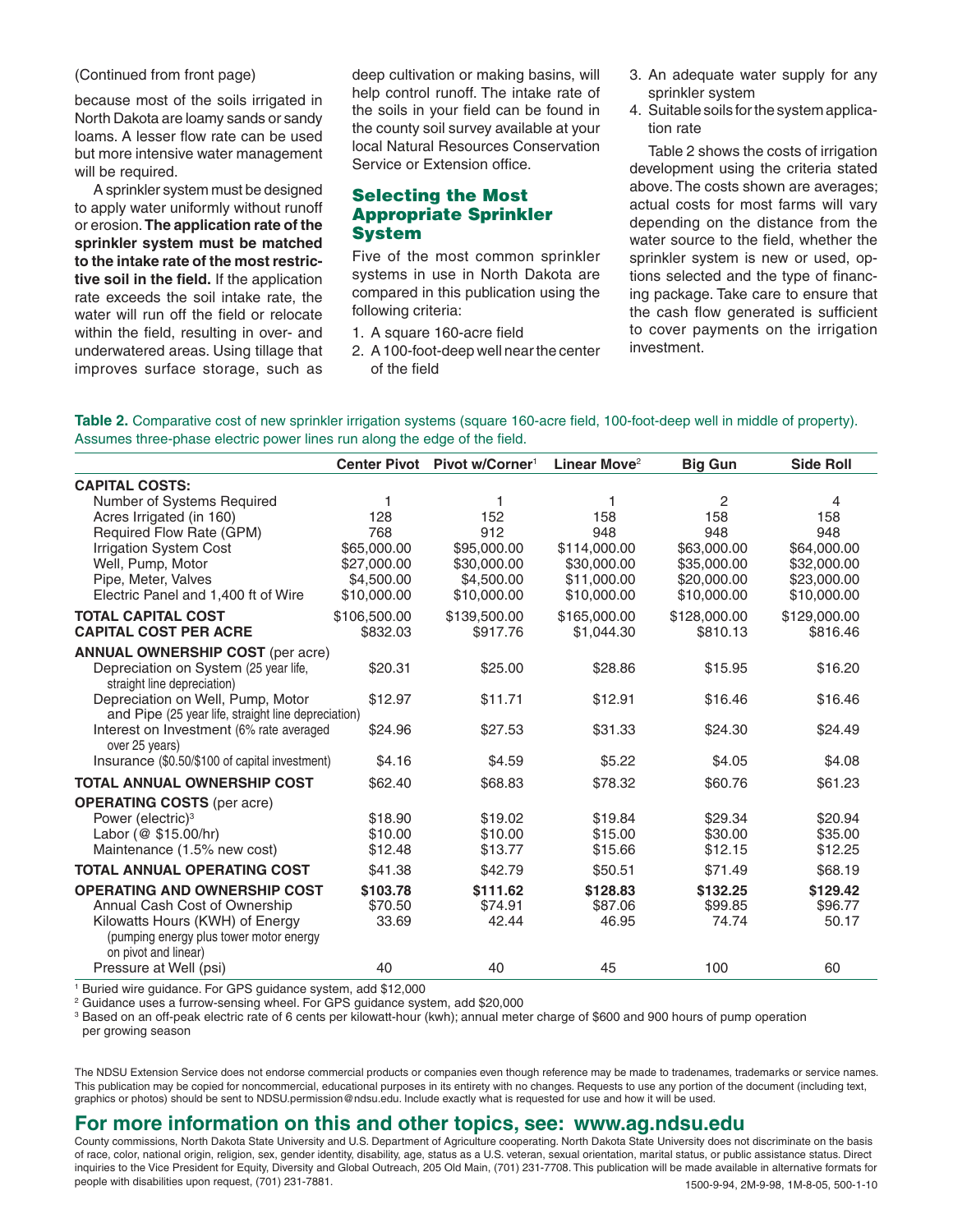(Continued from front page)

because most of the soils irrigated in North Dakota are loamy sands or sandy loams. A lesser flow rate can be used but more intensive water management will be required.

A sprinkler system must be designed to apply water uniformly without runoff or erosion. **The application rate of the sprinkler system must be matched to the intake rate of the most restrictive soil in the field.** If the application rate exceeds the soil intake rate, the water will run off the field or relocate within the field, resulting in over- and underwatered areas. Using tillage that improves surface storage, such as deep cultivation or making basins, will help control runoff. The intake rate of the soils in your field can be found in the county soil survey available at your local Natural Resources Conservation Service or Extension office.

## Selecting the Most Appropriate Sprinkler System

Five of the most common sprinkler systems in use in North Dakota are compared in this publication using the following criteria:

1. A square 160-acre field
2. A 100-foot-deep well near the center of the field
3. An adequate water supply for any sprinkler system
4. Suitable soils for the system application rate

Table 2 shows the costs of irrigation development using the criteria stated above. The costs shown are averages; actual costs for most farms will vary depending on the distance from the water source to the field, whether the sprinkler system is new or used, options selected and the type of financing package. Take care to ensure that the cash flow generated is sufficient to cover payments on the irrigation investment.

**Table 2.** Comparative cost of new sprinkler irrigation systems (square 160-acre field, 100-foot-deep well in middle of property). Assumes three-phase electric power lines run along the edge of the field.

| | Center Pivot | Pivot w/Corner[1] | Linear Move[2] | Big Gun | Side Roll |
|---|---|---|---|---|---|
| **CAPITAL COSTS:** | | | | | |
| Number of Systems Required | 1 | 1 | 1 | 2 | 4 |
| Acres Irrigated (in 160) | 128 | 152 | 158 | 158 | 158 |
| Required Flow Rate (GPM) | 768 | 912 | 948 | 948 | 948 |
| Irrigation System Cost | $65,000.00 | $95,000.00 | $114,000.00 | $63,000.00 | $64,000.00 |
| Well, Pump, Motor | $27,000.00 | $30,000.00 | $30,000.00 | $35,000.00 | $32,000.00 |
| Pipe, Meter, Valves | $4,500.00 | $4,500.00 | $11,000.00 | $20,000.00 | $23,000.00 |
| Electric Panel and 1,400 ft of Wire | $10,000.00 | $10,000.00 | $10,000.00 | $10,000.00 | $10,000.00 |
| **TOTAL CAPITAL COST** | $106,500.00 | $139,500.00 | $165,000.00 | $128,000.00 | $129,000.00 |
| **CAPITAL COST PER ACRE** | $832.03 | $917.76 | $1,044.30 | $810.13 | $816.46 |
| **ANNUAL OWNERSHIP COST** (per acre) | | | | | |
| Depreciation on System (25 year life, straight line depreciation) | $20.31 | $25.00 | $28.86 | $15.95 | $16.20 |
| Depreciation on Well, Pump, Motor and Pipe (25 year life, straight line depreciation) | $12.97 | $11.71 | $12.91 | $16.46 | $16.46 |
| Interest on Investment (6% rate averaged over 25 years) | $24.96 | $27.53 | $31.33 | $24.30 | $24.49 |
| Insurance ($0.50/$100 of capital investment) | $4.16 | $4.59 | $5.22 | $4.05 | $4.08 |
| **TOTAL ANNUAL OWNERSHIP COST** | $62.40 | $68.83 | $78.32 | $60.76 | $61.23 |
| **OPERATING COSTS** (per acre) | | | | | |
| Power (electric)[3] | $18.90 | $19.02 | $19.84 | $29.34 | $20.94 |
| Labor (@ $15.00/hr) | $10.00 | $10.00 | $15.00 | $30.00 | $35.00 |
| Maintenance (1.5% new cost) | $12.48 | $13.77 | $15.66 | $12.15 | $12.25 |
| **TOTAL ANNUAL OPERATING COST** | $41.38 | $42.79 | $50.51 | $71.49 | $68.19 |
| **OPERATING AND OWNERSHIP COST** | **$103.78** | **$111.62** | **$128.83** | **$132.25** | **$129.42** |
| Annual Cash Cost of Ownership | $70.50 | $74.91 | $87.06 | $99.85 | $96.77 |
| Kilowatts Hours (KWH) of Energy (pumping energy plus tower motor energy on pivot and linear) | 33.69 | 42.44 | 46.95 | 74.74 | 50.17 |
| Pressure at Well (psi) | 40 | 40 | 45 | 100 | 60 |

[1] Buried wire guidance. For GPS guidance system, add $12,000

[2] Guidance uses a furrow-sensing wheel. For GPS guidance system, add $20,000

[3] Based on an off-peak electric rate of 6 cents per kilowatt-hour (kwh); annual meter charge of $600 and 900 hours of pump operation per growing season

The NDSU Extension Service does not endorse commercial products or companies even though reference may be made to tradenames, trademarks or service names. This publication may be copied for noncommercial, educational purposes in its entirety with no changes. Requests to use any portion of the document (including text, graphics or photos) should be sent to NDSU.permission@ndsu.edu. Include exactly what is requested for use and how it will be used.

## For more information on this and other topics, see: www.ag.ndsu.edu

County commissions, North Dakota State University and U.S. Department of Agriculture cooperating. North Dakota State University does not discriminate on the basis of race, color, national origin, religion, sex, gender identity, disability, age, status as a U.S. veteran, sexual orientation, marital status, or public assistance status. Direct inquiries to the Vice President for Equity, Diversity and Global Outreach, 205 Old Main, (701) 231-7708. This publication will be made available in alternative formats for people with disabilities upon request, (701) 231-7881.

1500-9-94, 2M-9-98, 1M-8-05, 500-1-10